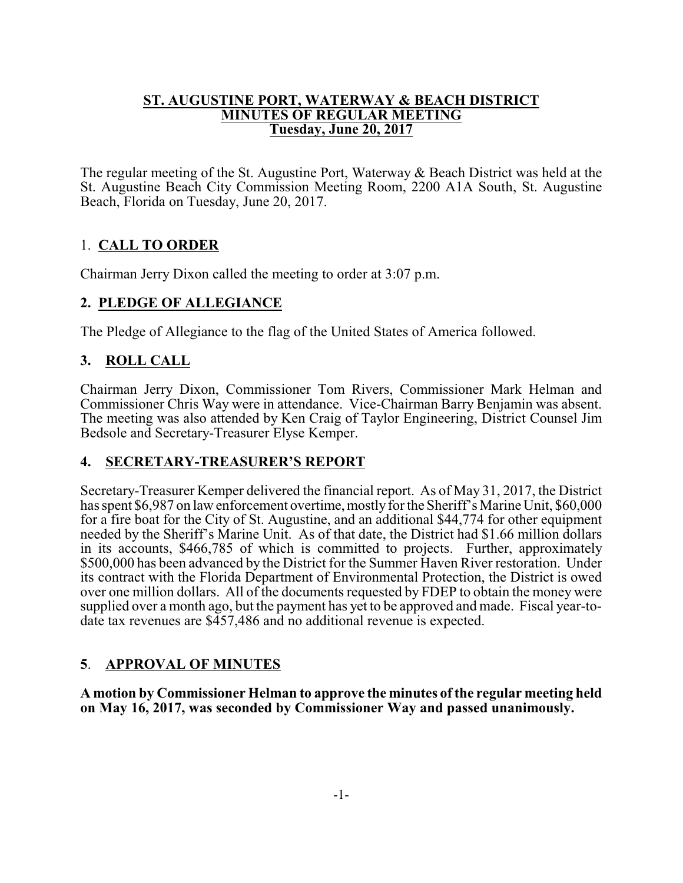# ST. AUGUSTINE PORT, WATERWAY & BEACH DISTRICT
## MINUTES OF REGULAR MEETING
### Tuesday, June 20, 2017

The regular meeting of the St. Augustine Port, Waterway & Beach District was held at the St. Augustine Beach City Commission Meeting Room, 2200 A1A South, St. Augustine Beach, Florida on Tuesday, June 20, 2017.

## 1. CALL TO ORDER

Chairman Jerry Dixon called the meeting to order at 3:07 p.m.

## 2. PLEDGE OF ALLEGIANCE

The Pledge of Allegiance to the flag of the United States of America followed.

## 3. ROLL CALL

Chairman Jerry Dixon, Commissioner Tom Rivers, Commissioner Mark Helman and Commissioner Chris Way were in attendance. Vice-Chairman Barry Benjamin was absent. The meeting was also attended by Ken Craig of Taylor Engineering, District Counsel Jim Bedsole and Secretary-Treasurer Elyse Kemper.

## 4. SECRETARY-TREASURER'S REPORT

Secretary-Treasurer Kemper delivered the financial report. As of May 31, 2017, the District has spent $6,987 on law enforcement overtime, mostly for the Sheriff's Marine Unit, $60,000 for a fire boat for the City of St. Augustine, and an additional $44,774 for other equipment needed by the Sheriff's Marine Unit. As of that date, the District had $1.66 million dollars in its accounts, $466,785 of which is committed to projects. Further, approximately $500,000 has been advanced by the District for the Summer Haven River restoration. Under its contract with the Florida Department of Environmental Protection, the District is owed over one million dollars. All of the documents requested by FDEP to obtain the money were supplied over a month ago, but the payment has yet to be approved and made. Fiscal year-to-date tax revenues are $457,486 and no additional revenue is expected.

## 5. APPROVAL OF MINUTES

**A motion by Commissioner Helman to approve the minutes of the regular meeting held on May 16, 2017, was seconded by Commissioner Way and passed unanimously.**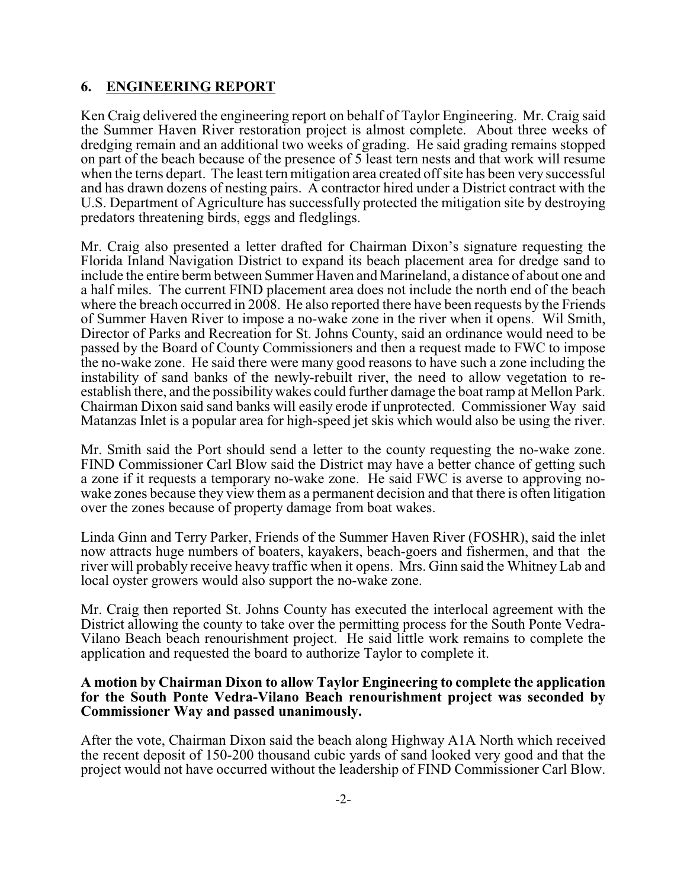## 6. ENGINEERING REPORT

Ken Craig delivered the engineering report on behalf of Taylor Engineering. Mr. Craig said the Summer Haven River restoration project is almost complete. About three weeks of dredging remain and an additional two weeks of grading. He said grading remains stopped on part of the beach because of the presence of 5 least tern nests and that work will resume when the terns depart. The least tern mitigation area created off site has been very successful and has drawn dozens of nesting pairs. A contractor hired under a District contract with the U.S. Department of Agriculture has successfully protected the mitigation site by destroying predators threatening birds, eggs and fledglings.

Mr. Craig also presented a letter drafted for Chairman Dixon's signature requesting the Florida Inland Navigation District to expand its beach placement area for dredge sand to include the entire berm between Summer Haven and Marineland, a distance of about one and a half miles. The current FIND placement area does not include the north end of the beach where the breach occurred in 2008. He also reported there have been requests by the Friends of Summer Haven River to impose a no-wake zone in the river when it opens. Wil Smith, Director of Parks and Recreation for St. Johns County, said an ordinance would need to be passed by the Board of County Commissioners and then a request made to FWC to impose the no-wake zone. He said there were many good reasons to have such a zone including the instability of sand banks of the newly-rebuilt river, the need to allow vegetation to re-establish there, and the possibility wakes could further damage the boat ramp at Mellon Park. Chairman Dixon said sand banks will easily erode if unprotected. Commissioner Way said Matanzas Inlet is a popular area for high-speed jet skis which would also be using the river.

Mr. Smith said the Port should send a letter to the county requesting the no-wake zone. FIND Commissioner Carl Blow said the District may have a better chance of getting such a zone if it requests a temporary no-wake zone. He said FWC is averse to approving no-wake zones because they view them as a permanent decision and that there is often litigation over the zones because of property damage from boat wakes.

Linda Ginn and Terry Parker, Friends of the Summer Haven River (FOSHR), said the inlet now attracts huge numbers of boaters, kayakers, beach-goers and fishermen, and that the river will probably receive heavy traffic when it opens. Mrs. Ginn said the Whitney Lab and local oyster growers would also support the no-wake zone.

Mr. Craig then reported St. Johns County has executed the interlocal agreement with the District allowing the county to take over the permitting process for the South Ponte Vedra-Vilano Beach beach renourishment project. He said little work remains to complete the application and requested the board to authorize Taylor to complete it.

**A motion by Chairman Dixon to allow Taylor Engineering to complete the application for the South Ponte Vedra-Vilano Beach renourishment project was seconded by Commissioner Way and passed unanimously.**

After the vote, Chairman Dixon said the beach along Highway A1A North which received the recent deposit of 150-200 thousand cubic yards of sand looked very good and that the project would not have occurred without the leadership of FIND Commissioner Carl Blow.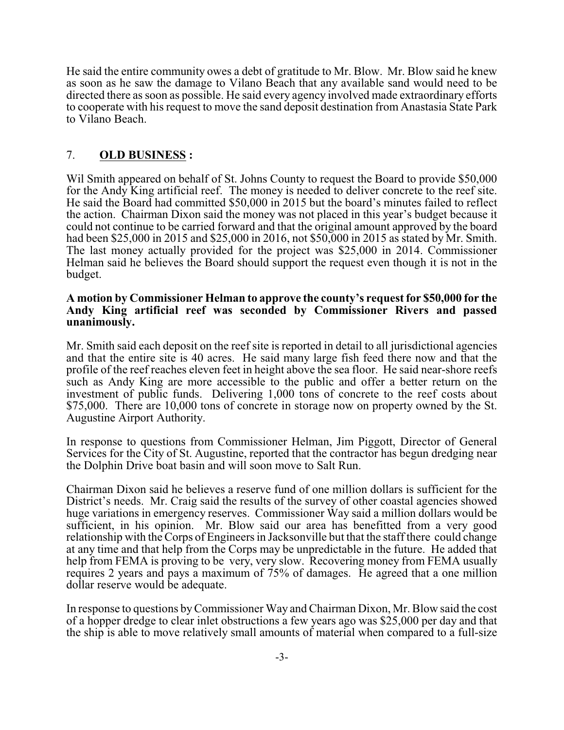He said the entire community owes a debt of gratitude to Mr. Blow. Mr. Blow said he knew as soon as he saw the damage to Vilano Beach that any available sand would need to be directed there as soon as possible. He said every agency involved made extraordinary efforts to cooperate with his request to move the sand deposit destination from Anastasia State Park to Vilano Beach.

## 7. **OLD BUSINESS :**

Wil Smith appeared on behalf of St. Johns County to request the Board to provide $50,000 for the Andy King artificial reef. The money is needed to deliver concrete to the reef site. He said the Board had committed $50,000 in 2015 but the board's minutes failed to reflect the action. Chairman Dixon said the money was not placed in this year's budget because it could not continue to be carried forward and that the original amount approved by the board had been $25,000 in 2015 and $25,000 in 2016, not $50,000 in 2015 as stated by Mr. Smith. The last money actually provided for the project was $25,000 in 2014. Commissioner Helman said he believes the Board should support the request even though it is not in the budget.

**A motion by Commissioner Helman to approve the county's request for $50,000 for the Andy King artificial reef was seconded by Commissioner Rivers and passed unanimously.**

Mr. Smith said each deposit on the reef site is reported in detail to all jurisdictional agencies and that the entire site is 40 acres. He said many large fish feed there now and that the profile of the reef reaches eleven feet in height above the sea floor. He said near-shore reefs such as Andy King are more accessible to the public and offer a better return on the investment of public funds. Delivering 1,000 tons of concrete to the reef costs about $75,000. There are 10,000 tons of concrete in storage now on property owned by the St. Augustine Airport Authority.

In response to questions from Commissioner Helman, Jim Piggott, Director of General Services for the City of St. Augustine, reported that the contractor has begun dredging near the Dolphin Drive boat basin and will soon move to Salt Run.

Chairman Dixon said he believes a reserve fund of one million dollars is sufficient for the District's needs. Mr. Craig said the results of the survey of other coastal agencies showed huge variations in emergency reserves. Commissioner Way said a million dollars would be sufficient, in his opinion. Mr. Blow said our area has benefitted from a very good relationship with the Corps of Engineers in Jacksonville but that the staff there could change at any time and that help from the Corps may be unpredictable in the future. He added that help from FEMA is proving to be very, very slow. Recovering money from FEMA usually requires 2 years and pays a maximum of 75% of damages. He agreed that a one million dollar reserve would be adequate.

In response to questions by Commissioner Way and Chairman Dixon, Mr. Blow said the cost of a hopper dredge to clear inlet obstructions a few years ago was $25,000 per day and that the ship is able to move relatively small amounts of material when compared to a full-size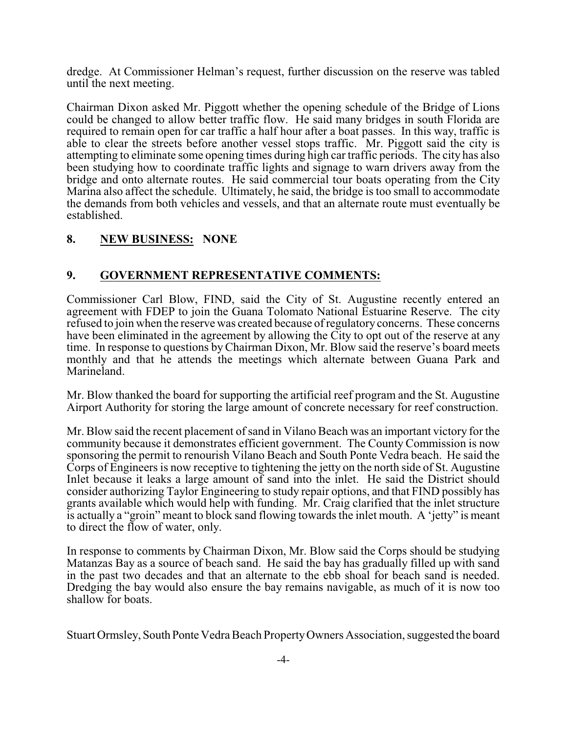dredge. At Commissioner Helman's request, further discussion on the reserve was tabled until the next meeting.

Chairman Dixon asked Mr. Piggott whether the opening schedule of the Bridge of Lions could be changed to allow better traffic flow. He said many bridges in south Florida are required to remain open for car traffic a half hour after a boat passes. In this way, traffic is able to clear the streets before another vessel stops traffic. Mr. Piggott said the city is attempting to eliminate some opening times during high car traffic periods. The city has also been studying how to coordinate traffic lights and signage to warn drivers away from the bridge and onto alternate routes. He said commercial tour boats operating from the City Marina also affect the schedule. Ultimately, he said, the bridge is too small to accommodate the demands from both vehicles and vessels, and that an alternate route must eventually be established.

## 8. **NEW BUSINESS: NONE**

## 9. **GOVERNMENT REPRESENTATIVE COMMENTS:**

Commissioner Carl Blow, FIND, said the City of St. Augustine recently entered an agreement with FDEP to join the Guana Tolomato National Estuarine Reserve. The city refused to join when the reserve was created because of regulatory concerns. These concerns have been eliminated in the agreement by allowing the City to opt out of the reserve at any time. In response to questions by Chairman Dixon, Mr. Blow said the reserve's board meets monthly and that he attends the meetings which alternate between Guana Park and Marineland.

Mr. Blow thanked the board for supporting the artificial reef program and the St. Augustine Airport Authority for storing the large amount of concrete necessary for reef construction.

Mr. Blow said the recent placement of sand in Vilano Beach was an important victory for the community because it demonstrates efficient government. The County Commission is now sponsoring the permit to renourish Vilano Beach and South Ponte Vedra beach. He said the Corps of Engineers is now receptive to tightening the jetty on the north side of St. Augustine Inlet because it leaks a large amount of sand into the inlet. He said the District should consider authorizing Taylor Engineering to study repair options, and that FIND possibly has grants available which would help with funding. Mr. Craig clarified that the inlet structure is actually a "groin" meant to block sand flowing towards the inlet mouth. A 'jetty" is meant to direct the flow of water, only.

In response to comments by Chairman Dixon, Mr. Blow said the Corps should be studying Matanzas Bay as a source of beach sand. He said the bay has gradually filled up with sand in the past two decades and that an alternate to the ebb shoal for beach sand is needed. Dredging the bay would also ensure the bay remains navigable, as much of it is now too shallow for boats.

Stuart Ormsley, South Ponte Vedra Beach Property Owners Association, suggested the board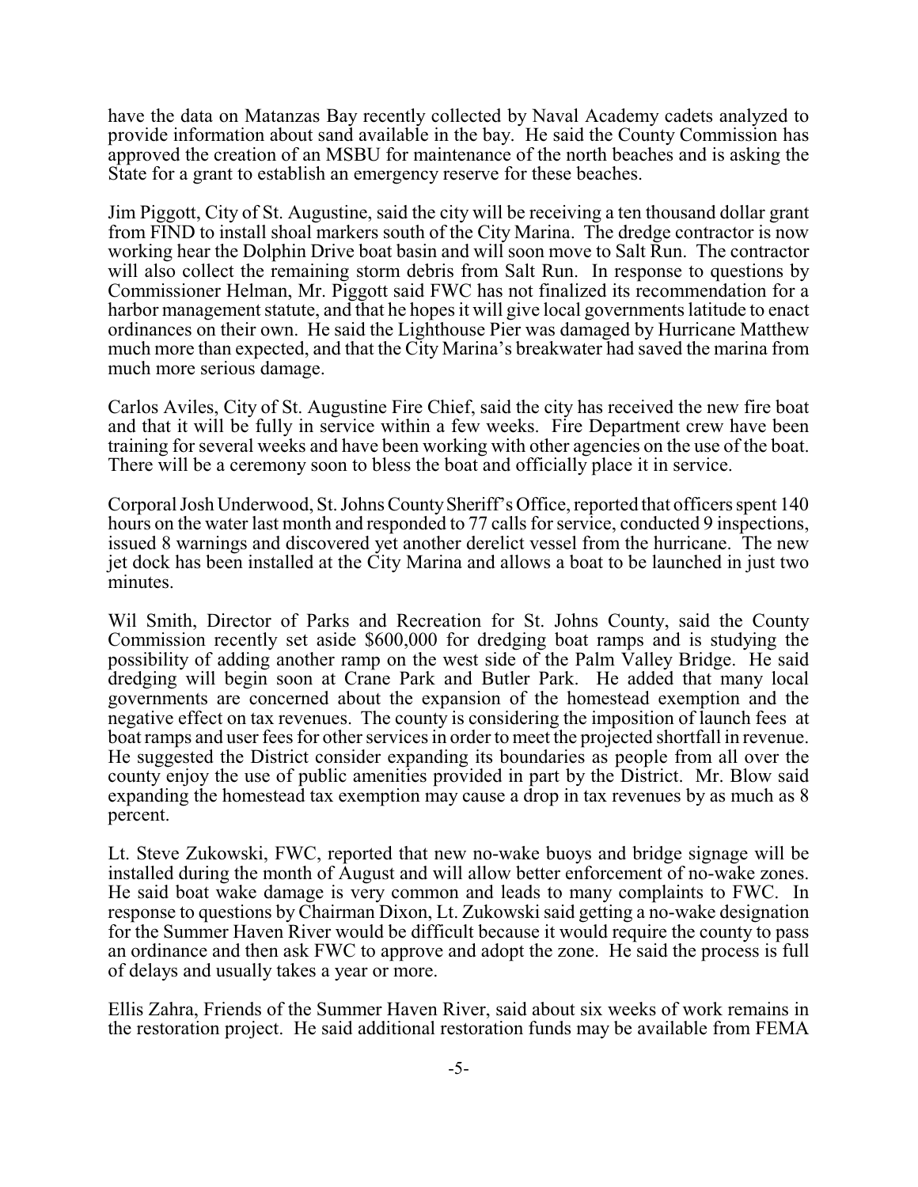have the data on Matanzas Bay recently collected by Naval Academy cadets analyzed to provide information about sand available in the bay. He said the County Commission has approved the creation of an MSBU for maintenance of the north beaches and is asking the State for a grant to establish an emergency reserve for these beaches.

Jim Piggott, City of St. Augustine, said the city will be receiving a ten thousand dollar grant from FIND to install shoal markers south of the City Marina. The dredge contractor is now working hear the Dolphin Drive boat basin and will soon move to Salt Run. The contractor will also collect the remaining storm debris from Salt Run. In response to questions by Commissioner Helman, Mr. Piggott said FWC has not finalized its recommendation for a harbor management statute, and that he hopes it will give local governments latitude to enact ordinances on their own. He said the Lighthouse Pier was damaged by Hurricane Matthew much more than expected, and that the City Marina's breakwater had saved the marina from much more serious damage.

Carlos Aviles, City of St. Augustine Fire Chief, said the city has received the new fire boat and that it will be fully in service within a few weeks. Fire Department crew have been training for several weeks and have been working with other agencies on the use of the boat. There will be a ceremony soon to bless the boat and officially place it in service.

Corporal Josh Underwood, St. Johns County Sheriff's Office, reported that officers spent 140 hours on the water last month and responded to 77 calls for service, conducted 9 inspections, issued 8 warnings and discovered yet another derelict vessel from the hurricane. The new jet dock has been installed at the City Marina and allows a boat to be launched in just two minutes.

Wil Smith, Director of Parks and Recreation for St. Johns County, said the County Commission recently set aside $600,000 for dredging boat ramps and is studying the possibility of adding another ramp on the west side of the Palm Valley Bridge. He said dredging will begin soon at Crane Park and Butler Park. He added that many local governments are concerned about the expansion of the homestead exemption and the negative effect on tax revenues. The county is considering the imposition of launch fees at boat ramps and user fees for other services in order to meet the projected shortfall in revenue. He suggested the District consider expanding its boundaries as people from all over the county enjoy the use of public amenities provided in part by the District. Mr. Blow said expanding the homestead tax exemption may cause a drop in tax revenues by as much as 8 percent.

Lt. Steve Zukowski, FWC, reported that new no-wake buoys and bridge signage will be installed during the month of August and will allow better enforcement of no-wake zones. He said boat wake damage is very common and leads to many complaints to FWC. In response to questions by Chairman Dixon, Lt. Zukowski said getting a no-wake designation for the Summer Haven River would be difficult because it would require the county to pass an ordinance and then ask FWC to approve and adopt the zone. He said the process is full of delays and usually takes a year or more.

Ellis Zahra, Friends of the Summer Haven River, said about six weeks of work remains in the restoration project. He said additional restoration funds may be available from FEMA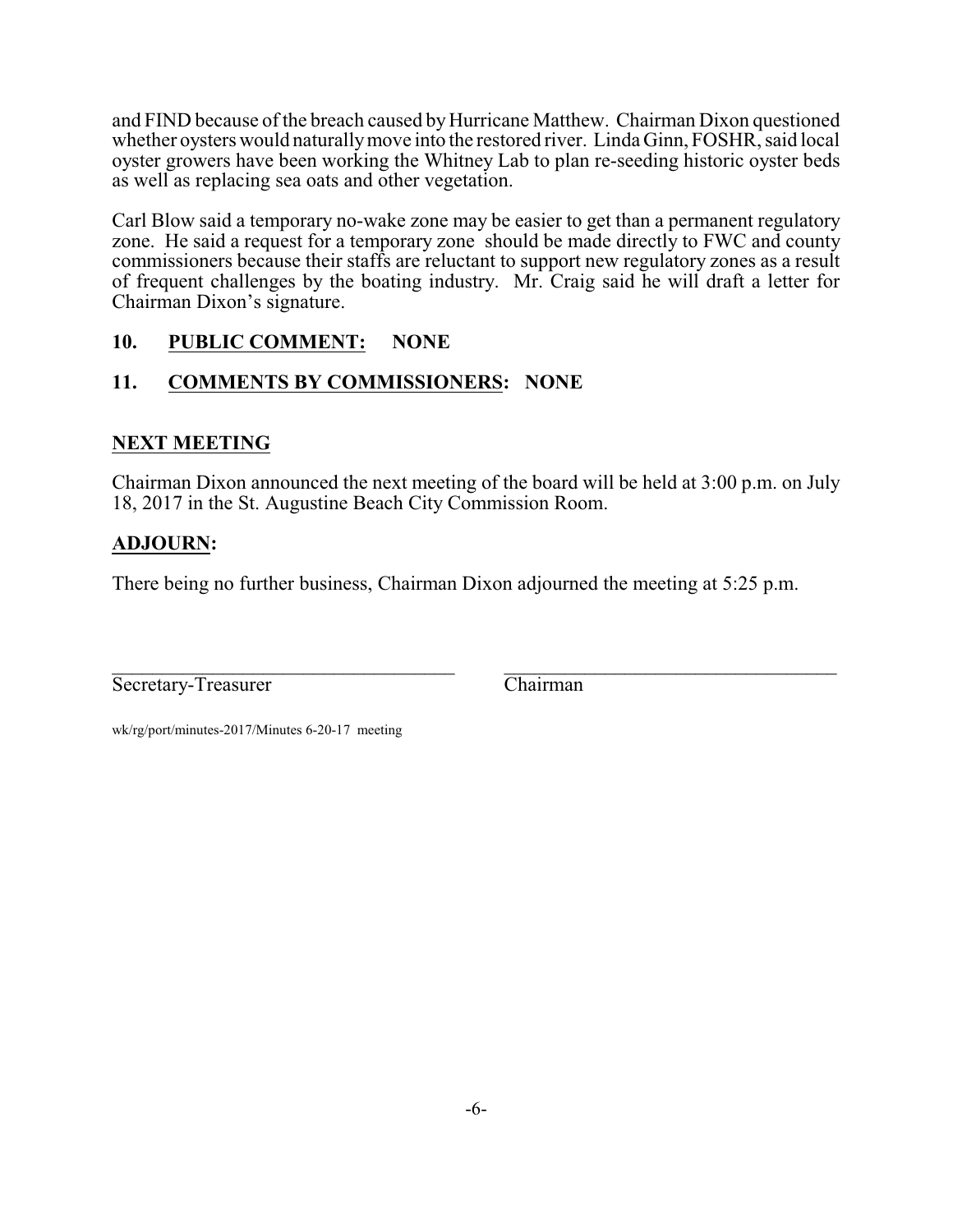and FIND because of the breach caused by Hurricane Matthew. Chairman Dixon questioned whether oysters would naturally move into the restored river. Linda Ginn, FOSHR, said local oyster growers have been working the Whitney Lab to plan re-seeding historic oyster beds as well as replacing sea oats and other vegetation.

Carl Blow said a temporary no-wake zone may be easier to get than a permanent regulatory zone. He said a request for a temporary zone should be made directly to FWC and county commissioners because their staffs are reluctant to support new regulatory zones as a result of frequent challenges by the boating industry. Mr. Craig said he will draft a letter for Chairman Dixon's signature.

## 10. PUBLIC COMMENT: NONE

## 11. COMMENTS BY COMMISSIONERS: NONE

## NEXT MEETING

Chairman Dixon announced the next meeting of the board will be held at 3:00 p.m. on July 18, 2017 in the St. Augustine Beach City Commission Room.

## ADJOURN:

There being no further business, Chairman Dixon adjourned the meeting at 5:25 p.m.

\_\_\_\_\_\_\_\_\_\_\_\_\_\_\_\_\_\_\_\_\_\_\_\_\_\_\_\_\_\_\_\_\_\_\_\_ \_\_\_\_\_\_\_\_\_\_\_\_\_\_\_\_\_\_\_\_\_\_\_\_\_\_\_\_\_\_\_\_\_\_\_\_

Secretary-Treasurer Chairman

wk/rg/port/minutes-2017/Minutes 6-20-17 meeting